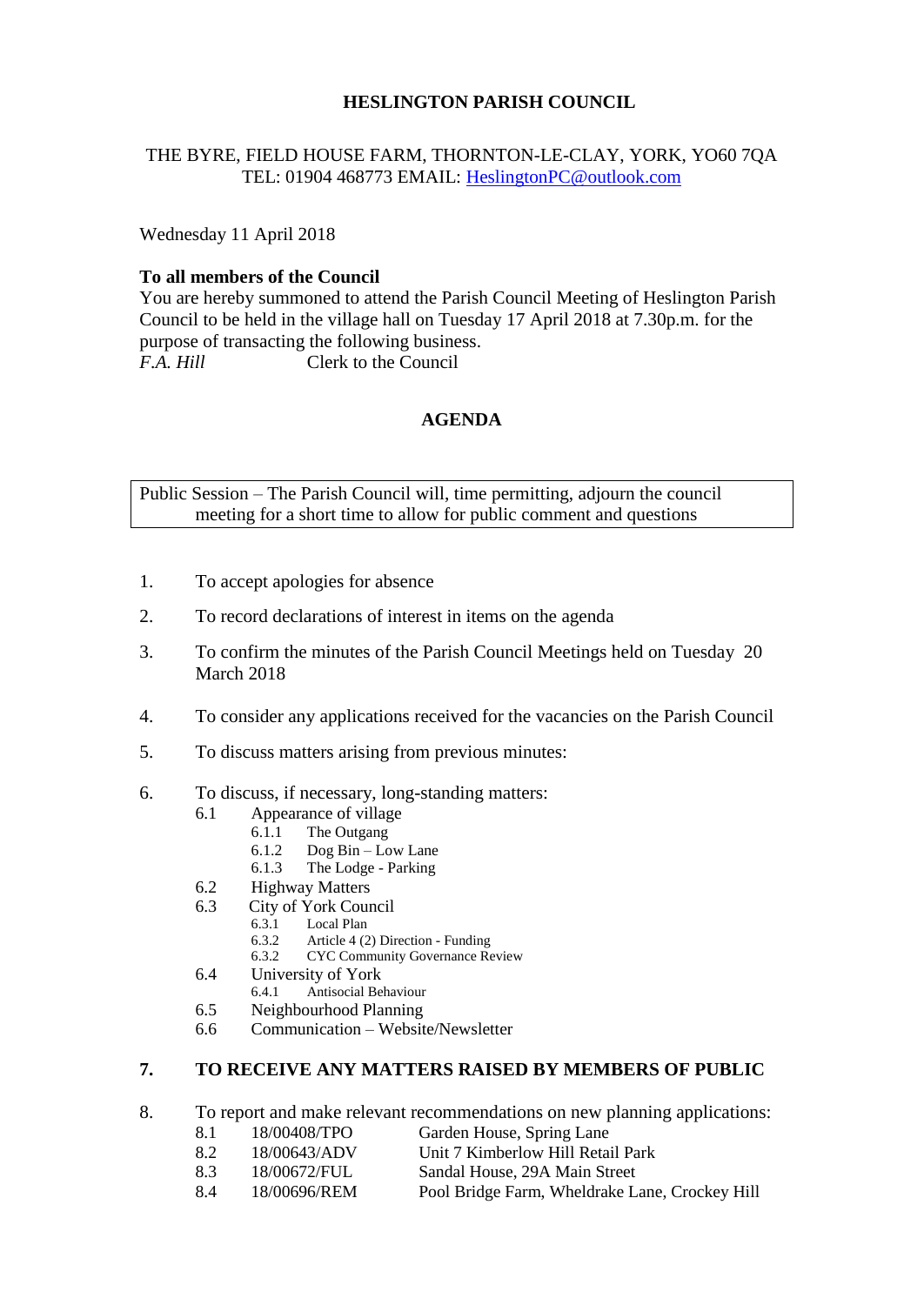# HESLINGTON PARISH COUNCIL

THE BYRE, FIELD HOUSE FARM, THORNTON-LE-CLAY, YORK, YO60 7QA
TEL: 01904 468773 EMAIL: HeslingtonPC@outlook.com

Wednesday 11 April 2018

**To all members of the Council**
You are hereby summoned to attend the Parish Council Meeting of Heslington Parish Council to be held in the village hall on Tuesday 17 April 2018 at 7.30p.m. for the purpose of transacting the following business.
*F.A. Hill* Clerk to the Council

## AGENDA

Public Session – The Parish Council will, time permitting, adjourn the council meeting for a short time to allow for public comment and questions

1. To accept apologies for absence
2. To record declarations of interest in items on the agenda
3. To confirm the minutes of the Parish Council Meetings held on Tuesday 20 March 2018
4. To consider any applications received for the vacancies on the Parish Council
5. To discuss matters arising from previous minutes:
6. To discuss, if necessary, long-standing matters:
   - 6.1 Appearance of village
     - 6.1.1 The Outgang
     - 6.1.2 Dog Bin – Low Lane
     - 6.1.3 The Lodge - Parking
   - 6.2 Highway Matters
   - 6.3 City of York Council
     - 6.3.1 Local Plan
     - 6.3.2 Article 4 (2) Direction - Funding
     - 6.3.2 CYC Community Governance Review
   - 6.4 University of York
     - 6.4.1 Antisocial Behaviour
   - 6.5 Neighbourhood Planning
   - 6.6 Communication – Website/Newsletter

**7. TO RECEIVE ANY MATTERS RAISED BY MEMBERS OF PUBLIC**

8. To report and make relevant recommendations on new planning applications:
   - 8.1 18/00408/TPO Garden House, Spring Lane
   - 8.2 18/00643/ADV Unit 7 Kimberlow Hill Retail Park
   - 8.3 18/00672/FUL Sandal House, 29A Main Street
   - 8.4 18/00696/REM Pool Bridge Farm, Wheldrake Lane, Crockey Hill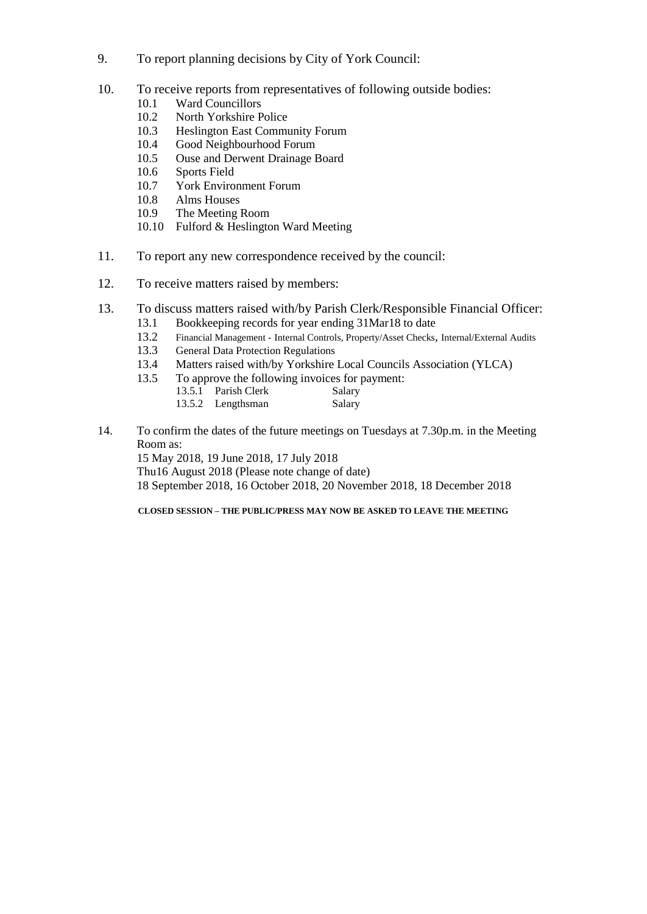9. To report planning decisions by City of York Council:

10. To receive reports from representatives of following outside bodies:
    - 10.1 Ward Councillors
    - 10.2 North Yorkshire Police
    - 10.3 Heslington East Community Forum
    - 10.4 Good Neighbourhood Forum
    - 10.5 Ouse and Derwent Drainage Board
    - 10.6 Sports Field
    - 10.7 York Environment Forum
    - 10.8 Alms Houses
    - 10.9 The Meeting Room
    - 10.10 Fulford & Heslington Ward Meeting

11. To report any new correspondence received by the council:

12. To receive matters raised by members:

13. To discuss matters raised with/by Parish Clerk/Responsible Financial Officer:
    - 13.1 Bookkeeping records for year ending 31Mar18 to date
    - 13.2 Financial Management - Internal Controls, Property/Asset Checks, Internal/External Audits
    - 13.3 General Data Protection Regulations
    - 13.4 Matters raised with/by Yorkshire Local Councils Association (YLCA)
    - 13.5 To approve the following invoices for payment:
        - 13.5.1 Parish Clerk Salary
        - 13.5.2 Lengthsman Salary

14. To confirm the dates of the future meetings on Tuesdays at 7.30p.m. in the Meeting Room as:
    15 May 2018, 19 June 2018, 17 July 2018
    Thu16 August 2018 (Please note change of date)
    18 September 2018, 16 October 2018, 20 November 2018, 18 December 2018

**CLOSED SESSION – THE PUBLIC/PRESS MAY NOW BE ASKED TO LEAVE THE MEETING**